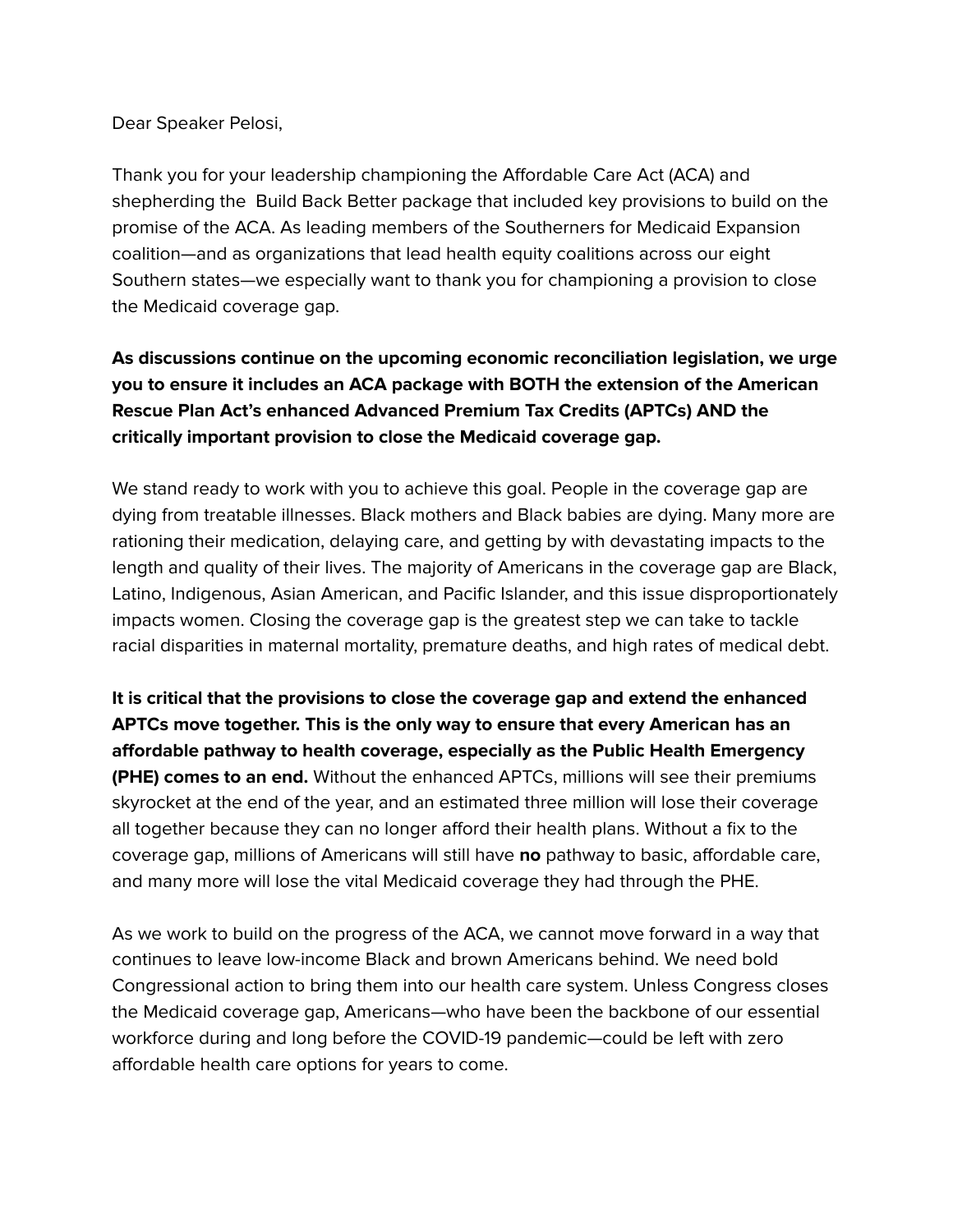Dear Speaker Pelosi,

Thank you for your leadership championing the Affordable Care Act (ACA) and shepherding the Build Back Better package that included key provisions to build on the promise of the ACA. As leading members of the Southerners for Medicaid Expansion coalition—and as organizations that lead health equity coalitions across our eight Southern states—we especially want to thank you for championing a provision to close the Medicaid coverage gap.

**As discussions continue on the upcoming economic reconciliation legislation, we urge you to ensure it includes an ACA package with BOTH the extension of the American Rescue Plan Act's enhanced Advanced Premium Tax Credits (APTCs) AND the critically important provision to close the Medicaid coverage gap.**

We stand ready to work with you to achieve this goal. People in the coverage gap are dying from treatable illnesses. Black mothers and Black babies are dying. Many more are rationing their medication, delaying care, and getting by with devastating impacts to the length and quality of their lives. The majority of Americans in the coverage gap are Black, Latino, Indigenous, Asian American, and Pacific Islander, and this issue disproportionately impacts women. Closing the coverage gap is the greatest step we can take to tackle racial disparities in maternal mortality, premature deaths, and high rates of medical debt.

**It is critical that the provisions to close the coverage gap and extend the enhanced APTCs move together. This is the only way to ensure that every American has an affordable pathway to health coverage, especially as the Public Health Emergency (PHE) comes to an end.** Without the enhanced APTCs, millions will see their premiums skyrocket at the end of the year, and an estimated three million will lose their coverage all together because they can no longer afford their health plans. Without a fix to the coverage gap, millions of Americans will still have **no** pathway to basic, affordable care, and many more will lose the vital Medicaid coverage they had through the PHE.

As we work to build on the progress of the ACA, we cannot move forward in a way that continues to leave low-income Black and brown Americans behind. We need bold Congressional action to bring them into our health care system. Unless Congress closes the Medicaid coverage gap, Americans—who have been the backbone of our essential workforce during and long before the COVID-19 pandemic—could be left with zero affordable health care options for years to come.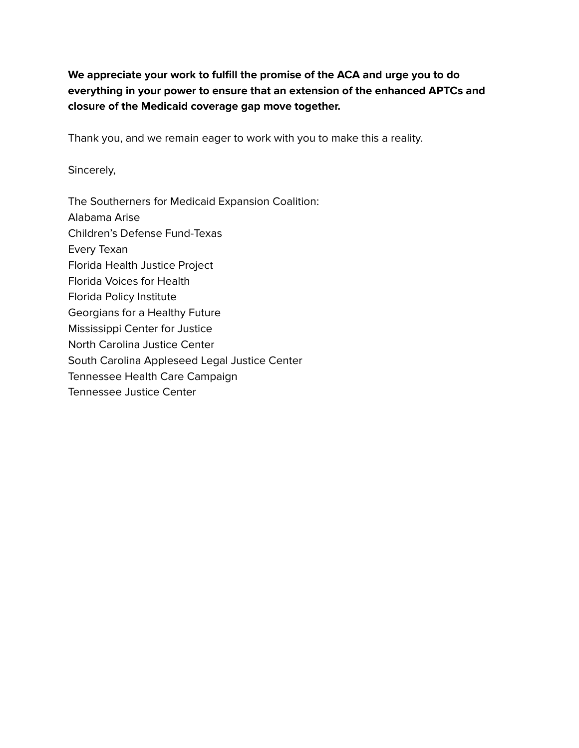**We appreciate your work to fulfill the promise of the ACA and urge you to do everything in your power to ensure that an extension of the enhanced APTCs and closure of the Medicaid coverage gap move together.**

Thank you, and we remain eager to work with you to make this a reality.

Sincerely,

The Southerners for Medicaid Expansion Coalition:
Alabama Arise
Children's Defense Fund-Texas
Every Texan
Florida Health Justice Project
Florida Voices for Health
Florida Policy Institute
Georgians for a Healthy Future
Mississippi Center for Justice
North Carolina Justice Center
South Carolina Appleseed Legal Justice Center
Tennessee Health Care Campaign
Tennessee Justice Center